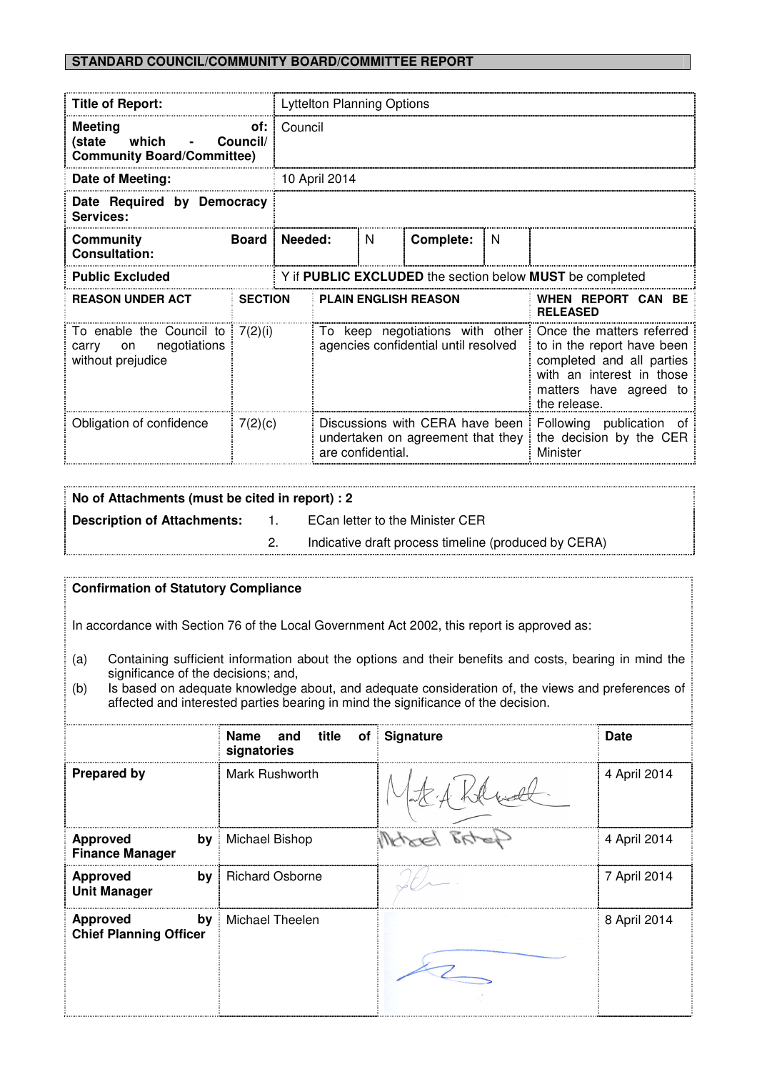**STANDARD COUNCIL/COMMUNITY BOARD/COMMITTEE REPORT**

| | | | | | |
|---|---|---|---|---|---|
| **Title of Report:** | Lyttelton Planning Options | | | | |
| **Meeting of: (state which - Council/ Community Board/Committee)** | Council | | | | |
| **Date of Meeting:** | 10 April 2014 | | | | |
| **Date Required by Democracy Services:** | | | | | |
| **Community Board Consultation:** | **Needed:** | N | **Complete:** | N | |
| **Public Excluded** | Y if **PUBLIC EXCLUDED** the section below **MUST** be completed | | | | |

| **REASON UNDER ACT** | **SECTION** | **PLAIN ENGLISH REASON** | **WHEN REPORT CAN BE RELEASED** |
|---|---|---|---|
| To enable the Council to carry on negotiations without prejudice | 7(2)(i) | To keep negotiations with other agencies confidential until resolved | Once the matters referred to in the report have been completed and all parties with an interest in those matters have agreed to the release. |
| Obligation of confidence | 7(2)(c) | Discussions with CERA have been undertaken on agreement that they are confidential. | Following publication of the decision by the CER Minister |

**No of Attachments (must be cited in report) : 2**

**Description of Attachments:**
1. ECan letter to the Minister CER
2. Indicative draft process timeline (produced by CERA)

**Confirmation of Statutory Compliance**

In accordance with Section 76 of the Local Government Act 2002, this report is approved as:

(a) Containing sufficient information about the options and their benefits and costs, bearing in mind the significance of the decisions; and,

(b) Is based on adequate knowledge about, and adequate consideration of, the views and preferences of affected and interested parties bearing in mind the significance of the decision.

| | **Name and title of signatories** | **Signature** | **Date** |
|---|---|---|---|
| **Prepared by** | Mark Rushworth | | 4 April 2014 |
| **Approved by Finance Manager** | Michael Bishop | | 4 April 2014 |
| **Approved by Unit Manager** | Richard Osborne | | 7 April 2014 |
| **Approved by Chief Planning Officer** | Michael Theelen | | 8 April 2014 |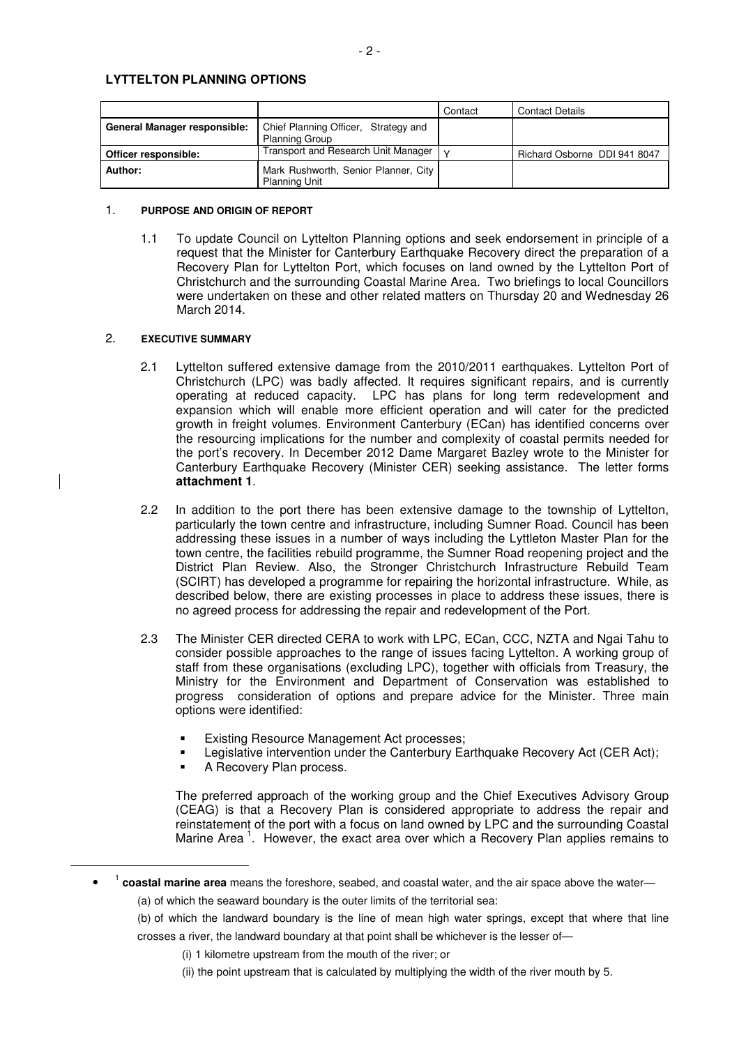**LYTTELTON PLANNING OPTIONS**

| | | Contact | Contact Details |
|---|---|---|---|
| **General Manager responsible:** | Chief Planning Officer, Strategy and Planning Group | | |
| **Officer responsible:** | Transport and Research Unit Manager | Y | Richard Osborne DDI 941 8047 |
| **Author:** | Mark Rushworth, Senior Planner, City Planning Unit | | |

## 1. PURPOSE AND ORIGIN OF REPORT

1.1 To update Council on Lyttelton Planning options and seek endorsement in principle of a request that the Minister for Canterbury Earthquake Recovery direct the preparation of a Recovery Plan for Lyttelton Port, which focuses on land owned by the Lyttelton Port of Christchurch and the surrounding Coastal Marine Area. Two briefings to local Councillors were undertaken on these and other related matters on Thursday 20 and Wednesday 26 March 2014.

## 2. EXECUTIVE SUMMARY

2.1 Lyttelton suffered extensive damage from the 2010/2011 earthquakes. Lyttelton Port of Christchurch (LPC) was badly affected. It requires significant repairs, and is currently operating at reduced capacity. LPC has plans for long term redevelopment and expansion which will enable more efficient operation and will cater for the predicted growth in freight volumes. Environment Canterbury (ECan) has identified concerns over the resourcing implications for the number and complexity of coastal permits needed for the port's recovery. In December 2012 Dame Margaret Bazley wrote to the Minister for Canterbury Earthquake Recovery (Minister CER) seeking assistance. The letter forms **attachment 1**.

2.2 In addition to the port there has been extensive damage to the township of Lyttelton, particularly the town centre and infrastructure, including Sumner Road. Council has been addressing these issues in a number of ways including the Lyttleton Master Plan for the town centre, the facilities rebuild programme, the Sumner Road reopening project and the District Plan Review. Also, the Stronger Christchurch Infrastructure Rebuild Team (SCIRT) has developed a programme for repairing the horizontal infrastructure. While, as described below, there are existing processes in place to address these issues, there is no agreed process for addressing the repair and redevelopment of the Port.

2.3 The Minister CER directed CERA to work with LPC, ECan, CCC, NZTA and Ngai Tahu to consider possible approaches to the range of issues facing Lyttelton. A working group of staff from these organisations (excluding LPC), together with officials from Treasury, the Ministry for the Environment and Department of Conservation was established to progress consideration of options and prepare advice for the Minister. Three main options were identified:

- Existing Resource Management Act processes;
- Legislative intervention under the Canterbury Earthquake Recovery Act (CER Act);
- A Recovery Plan process.

The preferred approach of the working group and the Chief Executives Advisory Group (CEAG) is that a Recovery Plan is considered appropriate to address the repair and reinstatement of the port with a focus on land owned by LPC and the surrounding Coastal Marine Area [1]. However, the exact area over which a Recovery Plan applies remains to

---

[1] **coastal marine area** means the foreshore, seabed, and coastal water, and the air space above the water—

(a) of which the seaward boundary is the outer limits of the territorial sea:

(b) of which the landward boundary is the line of mean high water springs, except that where that line crosses a river, the landward boundary at that point shall be whichever is the lesser of—

(i) 1 kilometre upstream from the mouth of the river; or

(ii) the point upstream that is calculated by multiplying the width of the river mouth by 5.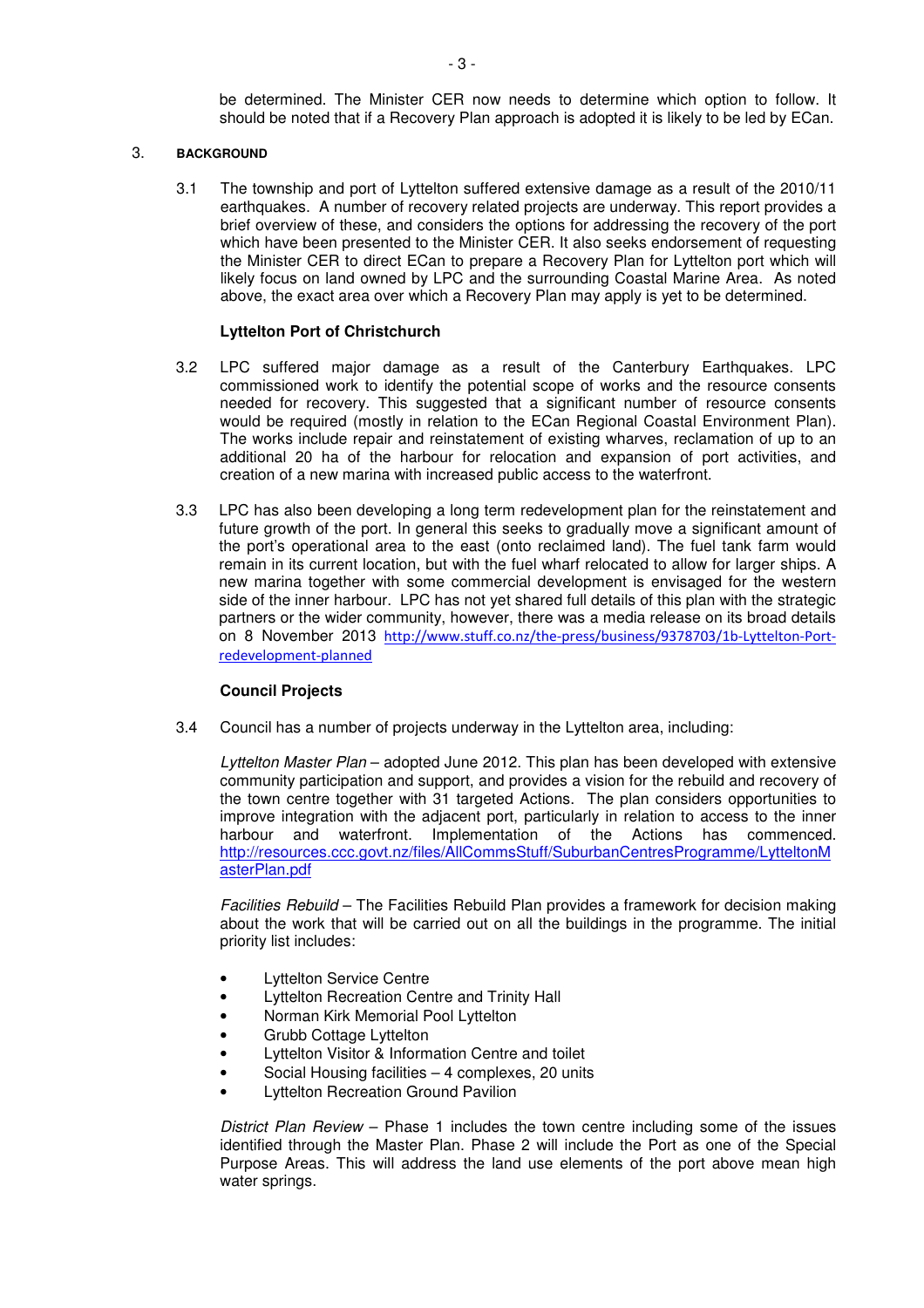be determined. The Minister CER now needs to determine which option to follow. It should be noted that if a Recovery Plan approach is adopted it is likely to be led by ECan.

## 3. BACKGROUND

3.1 The township and port of Lyttelton suffered extensive damage as a result of the 2010/11 earthquakes. A number of recovery related projects are underway. This report provides a brief overview of these, and considers the options for addressing the recovery of the port which have been presented to the Minister CER. It also seeks endorsement of requesting the Minister CER to direct ECan to prepare a Recovery Plan for Lyttelton port which will likely focus on land owned by LPC and the surrounding Coastal Marine Area. As noted above, the exact area over which a Recovery Plan may apply is yet to be determined.

**Lyttelton Port of Christchurch**

3.2 LPC suffered major damage as a result of the Canterbury Earthquakes. LPC commissioned work to identify the potential scope of works and the resource consents needed for recovery. This suggested that a significant number of resource consents would be required (mostly in relation to the ECan Regional Coastal Environment Plan). The works include repair and reinstatement of existing wharves, reclamation of up to an additional 20 ha of the harbour for relocation and expansion of port activities, and creation of a new marina with increased public access to the waterfront.

3.3 LPC has also been developing a long term redevelopment plan for the reinstatement and future growth of the port. In general this seeks to gradually move a significant amount of the port's operational area to the east (onto reclaimed land). The fuel tank farm would remain in its current location, but with the fuel wharf relocated to allow for larger ships. A new marina together with some commercial development is envisaged for the western side of the inner harbour. LPC has not yet shared full details of this plan with the strategic partners or the wider community, however, there was a media release on its broad details on 8 November 2013 http://www.stuff.co.nz/the-press/business/9378703/1b-Lyttelton-Port-redevelopment-planned

**Council Projects**

3.4 Council has a number of projects underway in the Lyttelton area, including:

*Lyttelton Master Plan* – adopted June 2012. This plan has been developed with extensive community participation and support, and provides a vision for the rebuild and recovery of the town centre together with 31 targeted Actions. The plan considers opportunities to improve integration with the adjacent port, particularly in relation to access to the inner harbour and waterfront. Implementation of the Actions has commenced. http://resources.ccc.govt.nz/files/AllCommsStuff/SuburbanCentresProgramme/LytteltonMasterPlan.pdf

*Facilities Rebuild* – The Facilities Rebuild Plan provides a framework for decision making about the work that will be carried out on all the buildings in the programme. The initial priority list includes:

- Lyttelton Service Centre
- Lyttelton Recreation Centre and Trinity Hall
- Norman Kirk Memorial Pool Lyttelton
- Grubb Cottage Lyttelton
- Lyttelton Visitor & Information Centre and toilet
- Social Housing facilities – 4 complexes, 20 units
- Lyttelton Recreation Ground Pavilion

*District Plan Review* – Phase 1 includes the town centre including some of the issues identified through the Master Plan. Phase 2 will include the Port as one of the Special Purpose Areas. This will address the land use elements of the port above mean high water springs.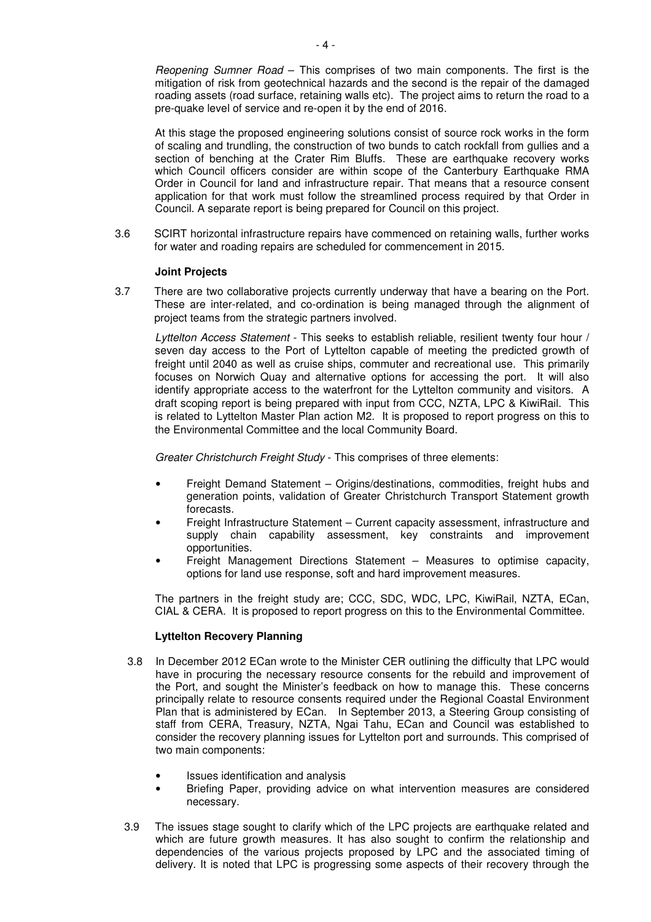*Reopening Sumner Road* – This comprises of two main components. The first is the mitigation of risk from geotechnical hazards and the second is the repair of the damaged roading assets (road surface, retaining walls etc). The project aims to return the road to a pre-quake level of service and re-open it by the end of 2016.

At this stage the proposed engineering solutions consist of source rock works in the form of scaling and trundling, the construction of two bunds to catch rockfall from gullies and a section of benching at the Crater Rim Bluffs. These are earthquake recovery works which Council officers consider are within scope of the Canterbury Earthquake RMA Order in Council for land and infrastructure repair. That means that a resource consent application for that work must follow the streamlined process required by that Order in Council. A separate report is being prepared for Council on this project.

3.6 SCIRT horizontal infrastructure repairs have commenced on retaining walls, further works for water and roading repairs are scheduled for commencement in 2015.

**Joint Projects**

3.7 There are two collaborative projects currently underway that have a bearing on the Port. These are inter-related, and co-ordination is being managed through the alignment of project teams from the strategic partners involved.

*Lyttelton Access Statement* - This seeks to establish reliable, resilient twenty four hour / seven day access to the Port of Lyttelton capable of meeting the predicted growth of freight until 2040 as well as cruise ships, commuter and recreational use. This primarily focuses on Norwich Quay and alternative options for accessing the port. It will also identify appropriate access to the waterfront for the Lyttelton community and visitors. A draft scoping report is being prepared with input from CCC, NZTA, LPC & KiwiRail. This is related to Lyttelton Master Plan action M2. It is proposed to report progress on this to the Environmental Committee and the local Community Board.

*Greater Christchurch Freight Study* - This comprises of three elements:

- Freight Demand Statement – Origins/destinations, commodities, freight hubs and generation points, validation of Greater Christchurch Transport Statement growth forecasts.
- Freight Infrastructure Statement – Current capacity assessment, infrastructure and supply chain capability assessment, key constraints and improvement opportunities.
- Freight Management Directions Statement – Measures to optimise capacity, options for land use response, soft and hard improvement measures.

The partners in the freight study are; CCC, SDC, WDC, LPC, KiwiRail, NZTA, ECan, CIAL & CERA. It is proposed to report progress on this to the Environmental Committee.

**Lyttelton Recovery Planning**

3.8 In December 2012 ECan wrote to the Minister CER outlining the difficulty that LPC would have in procuring the necessary resource consents for the rebuild and improvement of the Port, and sought the Minister's feedback on how to manage this. These concerns principally relate to resource consents required under the Regional Coastal Environment Plan that is administered by ECan. In September 2013, a Steering Group consisting of staff from CERA, Treasury, NZTA, Ngai Tahu, ECan and Council was established to consider the recovery planning issues for Lyttelton port and surrounds. This comprised of two main components:

- Issues identification and analysis
- Briefing Paper, providing advice on what intervention measures are considered necessary.

3.9 The issues stage sought to clarify which of the LPC projects are earthquake related and which are future growth measures. It has also sought to confirm the relationship and dependencies of the various projects proposed by LPC and the associated timing of delivery. It is noted that LPC is progressing some aspects of their recovery through the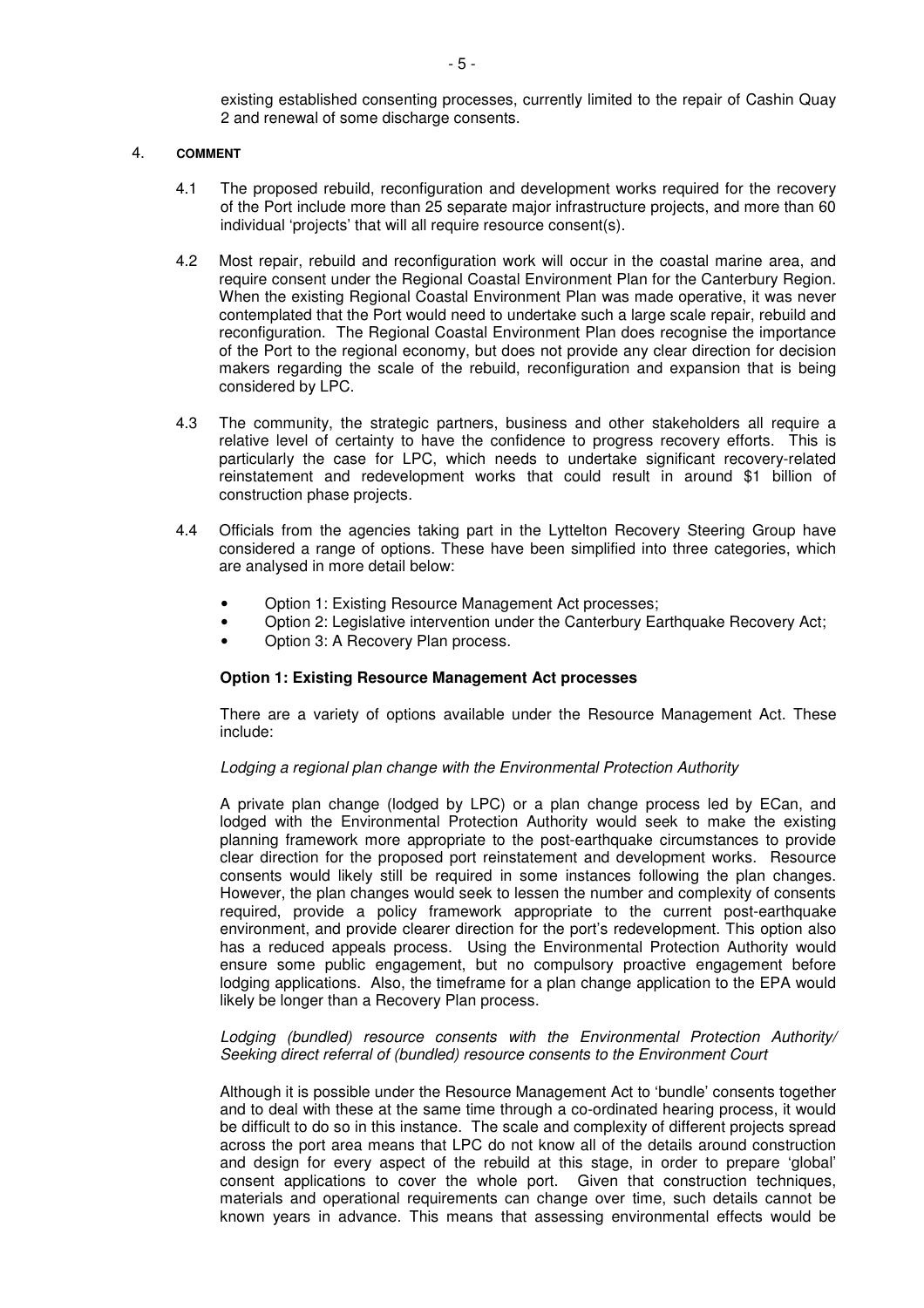existing established consenting processes, currently limited to the repair of Cashin Quay 2 and renewal of some discharge consents.

## 4. COMMENT

4.1 The proposed rebuild, reconfiguration and development works required for the recovery of the Port include more than 25 separate major infrastructure projects, and more than 60 individual 'projects' that will all require resource consent(s).

4.2 Most repair, rebuild and reconfiguration work will occur in the coastal marine area, and require consent under the Regional Coastal Environment Plan for the Canterbury Region. When the existing Regional Coastal Environment Plan was made operative, it was never contemplated that the Port would need to undertake such a large scale repair, rebuild and reconfiguration. The Regional Coastal Environment Plan does recognise the importance of the Port to the regional economy, but does not provide any clear direction for decision makers regarding the scale of the rebuild, reconfiguration and expansion that is being considered by LPC.

4.3 The community, the strategic partners, business and other stakeholders all require a relative level of certainty to have the confidence to progress recovery efforts. This is particularly the case for LPC, which needs to undertake significant recovery-related reinstatement and redevelopment works that could result in around $1 billion of construction phase projects.

4.4 Officials from the agencies taking part in the Lyttelton Recovery Steering Group have considered a range of options. These have been simplified into three categories, which are analysed in more detail below:

- Option 1: Existing Resource Management Act processes;
- Option 2: Legislative intervention under the Canterbury Earthquake Recovery Act;
- Option 3: A Recovery Plan process.

**Option 1: Existing Resource Management Act processes**

There are a variety of options available under the Resource Management Act. These include:

*Lodging a regional plan change with the Environmental Protection Authority*

A private plan change (lodged by LPC) or a plan change process led by ECan, and lodged with the Environmental Protection Authority would seek to make the existing planning framework more appropriate to the post-earthquake circumstances to provide clear direction for the proposed port reinstatement and development works. Resource consents would likely still be required in some instances following the plan changes. However, the plan changes would seek to lessen the number and complexity of consents required, provide a policy framework appropriate to the current post-earthquake environment, and provide clearer direction for the port's redevelopment. This option also has a reduced appeals process. Using the Environmental Protection Authority would ensure some public engagement, but no compulsory proactive engagement before lodging applications. Also, the timeframe for a plan change application to the EPA would likely be longer than a Recovery Plan process.

*Lodging (bundled) resource consents with the Environmental Protection Authority/ Seeking direct referral of (bundled) resource consents to the Environment Court*

Although it is possible under the Resource Management Act to 'bundle' consents together and to deal with these at the same time through a co-ordinated hearing process, it would be difficult to do so in this instance. The scale and complexity of different projects spread across the port area means that LPC do not know all of the details around construction and design for every aspect of the rebuild at this stage, in order to prepare 'global' consent applications to cover the whole port. Given that construction techniques, materials and operational requirements can change over time, such details cannot be known years in advance. This means that assessing environmental effects would be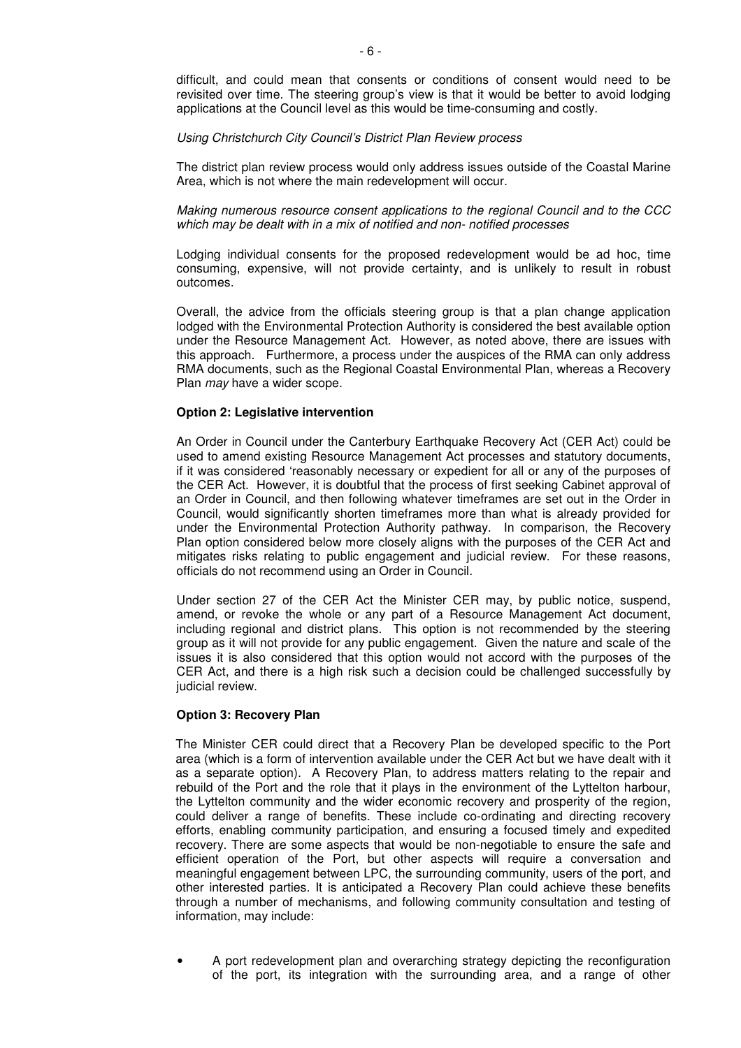difficult, and could mean that consents or conditions of consent would need to be revisited over time. The steering group's view is that it would be better to avoid lodging applications at the Council level as this would be time-consuming and costly.

*Using Christchurch City Council's District Plan Review process*

The district plan review process would only address issues outside of the Coastal Marine Area, which is not where the main redevelopment will occur.

*Making numerous resource consent applications to the regional Council and to the CCC which may be dealt with in a mix of notified and non- notified processes*

Lodging individual consents for the proposed redevelopment would be ad hoc, time consuming, expensive, will not provide certainty, and is unlikely to result in robust outcomes.

Overall, the advice from the officials steering group is that a plan change application lodged with the Environmental Protection Authority is considered the best available option under the Resource Management Act. However, as noted above, there are issues with this approach. Furthermore, a process under the auspices of the RMA can only address RMA documents, such as the Regional Coastal Environmental Plan, whereas a Recovery Plan *may* have a wider scope.

**Option 2: Legislative intervention**

An Order in Council under the Canterbury Earthquake Recovery Act (CER Act) could be used to amend existing Resource Management Act processes and statutory documents, if it was considered 'reasonably necessary or expedient for all or any of the purposes of the CER Act. However, it is doubtful that the process of first seeking Cabinet approval of an Order in Council, and then following whatever timeframes are set out in the Order in Council, would significantly shorten timeframes more than what is already provided for under the Environmental Protection Authority pathway. In comparison, the Recovery Plan option considered below more closely aligns with the purposes of the CER Act and mitigates risks relating to public engagement and judicial review. For these reasons, officials do not recommend using an Order in Council.

Under section 27 of the CER Act the Minister CER may, by public notice, suspend, amend, or revoke the whole or any part of a Resource Management Act document, including regional and district plans. This option is not recommended by the steering group as it will not provide for any public engagement. Given the nature and scale of the issues it is also considered that this option would not accord with the purposes of the CER Act, and there is a high risk such a decision could be challenged successfully by judicial review.

**Option 3: Recovery Plan**

The Minister CER could direct that a Recovery Plan be developed specific to the Port area (which is a form of intervention available under the CER Act but we have dealt with it as a separate option). A Recovery Plan, to address matters relating to the repair and rebuild of the Port and the role that it plays in the environment of the Lyttelton harbour, the Lyttelton community and the wider economic recovery and prosperity of the region, could deliver a range of benefits. These include co-ordinating and directing recovery efforts, enabling community participation, and ensuring a focused timely and expedited recovery. There are some aspects that would be non-negotiable to ensure the safe and efficient operation of the Port, but other aspects will require a conversation and meaningful engagement between LPC, the surrounding community, users of the port, and other interested parties. It is anticipated a Recovery Plan could achieve these benefits through a number of mechanisms, and following community consultation and testing of information, may include:

- A port redevelopment plan and overarching strategy depicting the reconfiguration of the port, its integration with the surrounding area, and a range of other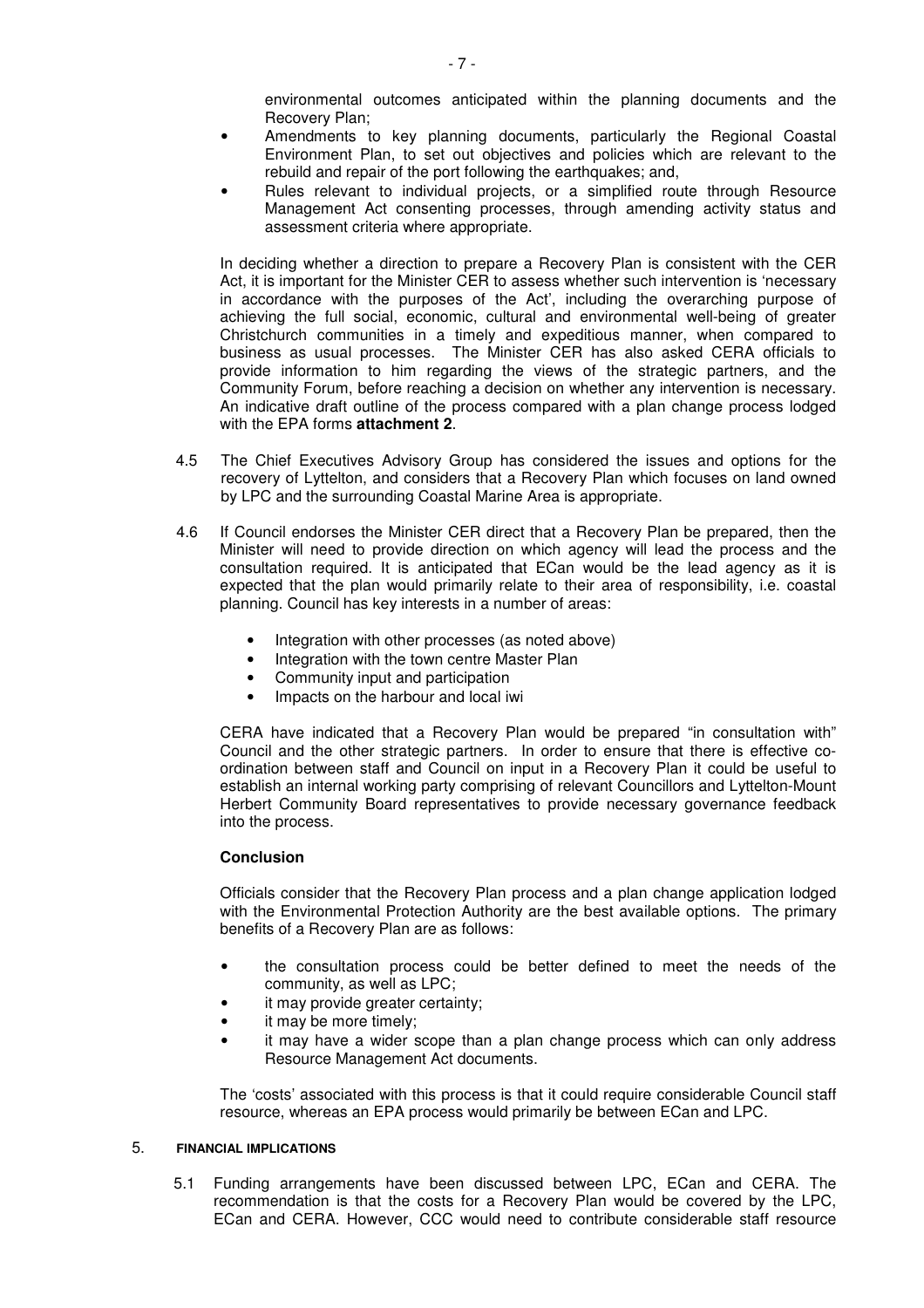environmental outcomes anticipated within the planning documents and the Recovery Plan;

- Amendments to key planning documents, particularly the Regional Coastal Environment Plan, to set out objectives and policies which are relevant to the rebuild and repair of the port following the earthquakes; and,
- Rules relevant to individual projects, or a simplified route through Resource Management Act consenting processes, through amending activity status and assessment criteria where appropriate.

In deciding whether a direction to prepare a Recovery Plan is consistent with the CER Act, it is important for the Minister CER to assess whether such intervention is 'necessary in accordance with the purposes of the Act', including the overarching purpose of achieving the full social, economic, cultural and environmental well-being of greater Christchurch communities in a timely and expeditious manner, when compared to business as usual processes. The Minister CER has also asked CERA officials to provide information to him regarding the views of the strategic partners, and the Community Forum, before reaching a decision on whether any intervention is necessary. An indicative draft outline of the process compared with a plan change process lodged with the EPA forms **attachment 2**.

4.5 The Chief Executives Advisory Group has considered the issues and options for the recovery of Lyttelton, and considers that a Recovery Plan which focuses on land owned by LPC and the surrounding Coastal Marine Area is appropriate.

4.6 If Council endorses the Minister CER direct that a Recovery Plan be prepared, then the Minister will need to provide direction on which agency will lead the process and the consultation required. It is anticipated that ECan would be the lead agency as it is expected that the plan would primarily relate to their area of responsibility, i.e. coastal planning. Council has key interests in a number of areas:

- Integration with other processes (as noted above)
- Integration with the town centre Master Plan
- Community input and participation
- Impacts on the harbour and local iwi

CERA have indicated that a Recovery Plan would be prepared "in consultation with" Council and the other strategic partners. In order to ensure that there is effective co-ordination between staff and Council on input in a Recovery Plan it could be useful to establish an internal working party comprising of relevant Councillors and Lyttelton-Mount Herbert Community Board representatives to provide necessary governance feedback into the process.

**Conclusion**

Officials consider that the Recovery Plan process and a plan change application lodged with the Environmental Protection Authority are the best available options. The primary benefits of a Recovery Plan are as follows:

- the consultation process could be better defined to meet the needs of the community, as well as LPC;
- it may provide greater certainty;
- it may be more timely;
- it may have a wider scope than a plan change process which can only address Resource Management Act documents.

The 'costs' associated with this process is that it could require considerable Council staff resource, whereas an EPA process would primarily be between ECan and LPC.

## 5. FINANCIAL IMPLICATIONS

5.1 Funding arrangements have been discussed between LPC, ECan and CERA. The recommendation is that the costs for a Recovery Plan would be covered by the LPC, ECan and CERA. However, CCC would need to contribute considerable staff resource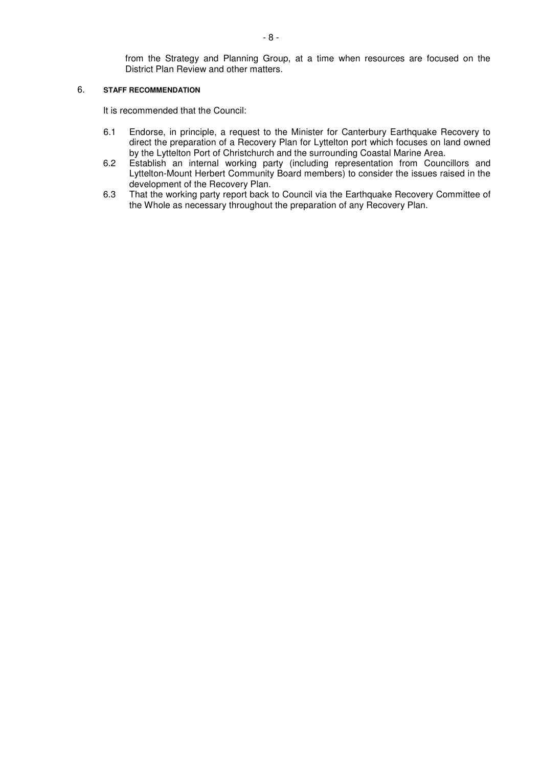from the Strategy and Planning Group, at a time when resources are focused on the District Plan Review and other matters.

## 6. STAFF RECOMMENDATION

It is recommended that the Council:

6.1 Endorse, in principle, a request to the Minister for Canterbury Earthquake Recovery to direct the preparation of a Recovery Plan for Lyttelton port which focuses on land owned by the Lyttelton Port of Christchurch and the surrounding Coastal Marine Area.

6.2 Establish an internal working party (including representation from Councillors and Lyttelton-Mount Herbert Community Board members) to consider the issues raised in the development of the Recovery Plan.

6.3 That the working party report back to Council via the Earthquake Recovery Committee of the Whole as necessary throughout the preparation of any Recovery Plan.